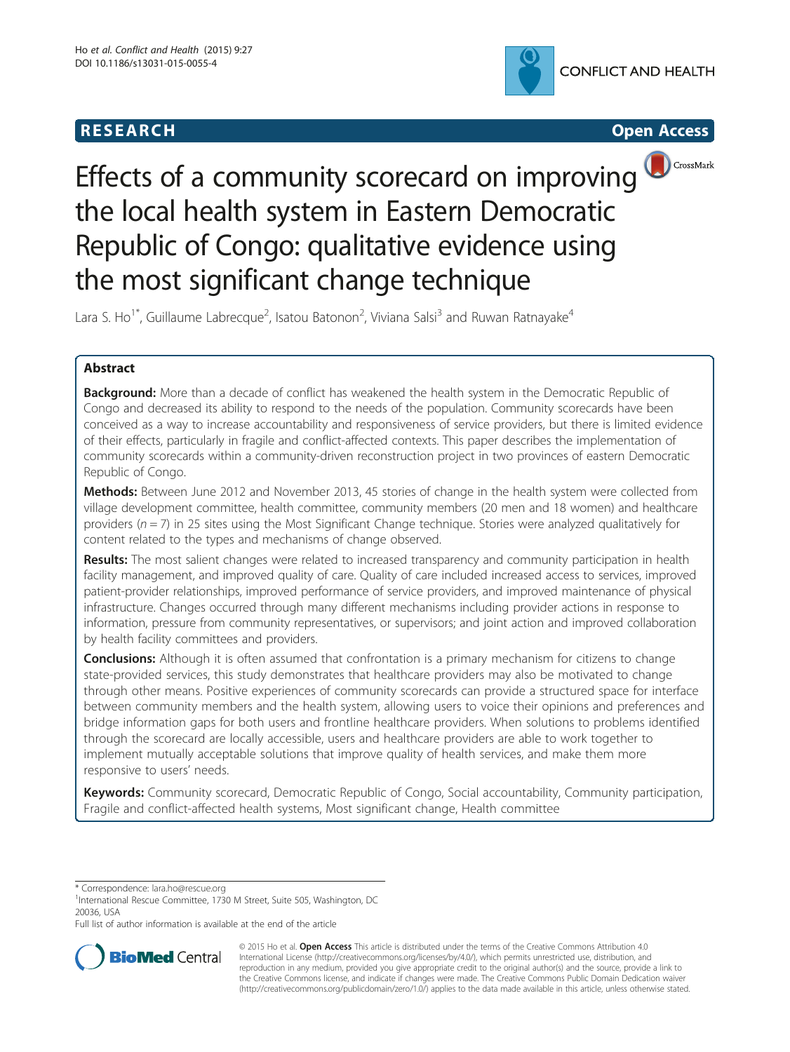**RESEARCH Open Access**

# Effects of a community scorecard on improving the local health system in Eastern Democratic Republic of Congo: qualitative evidence using the most significant change technique

Lara S. Ho[1*], Guillaume Labrecque[2], Isatou Batonon[2], Viviana Salsi[3] and Ruwan Ratnayake[4]

## Abstract

**Background:** More than a decade of conflict has weakened the health system in the Democratic Republic of Congo and decreased its ability to respond to the needs of the population. Community scorecards have been conceived as a way to increase accountability and responsiveness of service providers, but there is limited evidence of their effects, particularly in fragile and conflict-affected contexts. This paper describes the implementation of community scorecards within a community-driven reconstruction project in two provinces of eastern Democratic Republic of Congo.

**Methods:** Between June 2012 and November 2013, 45 stories of change in the health system were collected from village development committee, health committee, community members (20 men and 18 women) and healthcare providers ($n = 7$) in 25 sites using the Most Significant Change technique. Stories were analyzed qualitatively for content related to the types and mechanisms of change observed.

**Results:** The most salient changes were related to increased transparency and community participation in health facility management, and improved quality of care. Quality of care included increased access to services, improved patient-provider relationships, improved performance of service providers, and improved maintenance of physical infrastructure. Changes occurred through many different mechanisms including provider actions in response to information, pressure from community representatives, or supervisors; and joint action and improved collaboration by health facility committees and providers.

**Conclusions:** Although it is often assumed that confrontation is a primary mechanism for citizens to change state-provided services, this study demonstrates that healthcare providers may also be motivated to change through other means. Positive experiences of community scorecards can provide a structured space for interface between community members and the health system, allowing users to voice their opinions and preferences and bridge information gaps for both users and frontline healthcare providers. When solutions to problems identified through the scorecard are locally accessible, users and healthcare providers are able to work together to implement mutually acceptable solutions that improve quality of health services, and make them more responsive to users' needs.

**Keywords:** Community scorecard, Democratic Republic of Congo, Social accountability, Community participation, Fragile and conflict-affected health systems, Most significant change, Health committee

\* Correspondence: lara.ho@rescue.org
[1]International Rescue Committee, 1730 M Street, Suite 505, Washington, DC 20036, USA
Full list of author information is available at the end of the article

© 2015 Ho et al. **Open Access** This article is distributed under the terms of the Creative Commons Attribution 4.0 International License (http://creativecommons.org/licenses/by/4.0/), which permits unrestricted use, distribution, and reproduction in any medium, provided you give appropriate credit to the original author(s) and the source, provide a link to the Creative Commons license, and indicate if changes were made. The Creative Commons Public Domain Dedication waiver (http://creativecommons.org/publicdomain/zero/1.0/) applies to the data made available in this article, unless otherwise stated.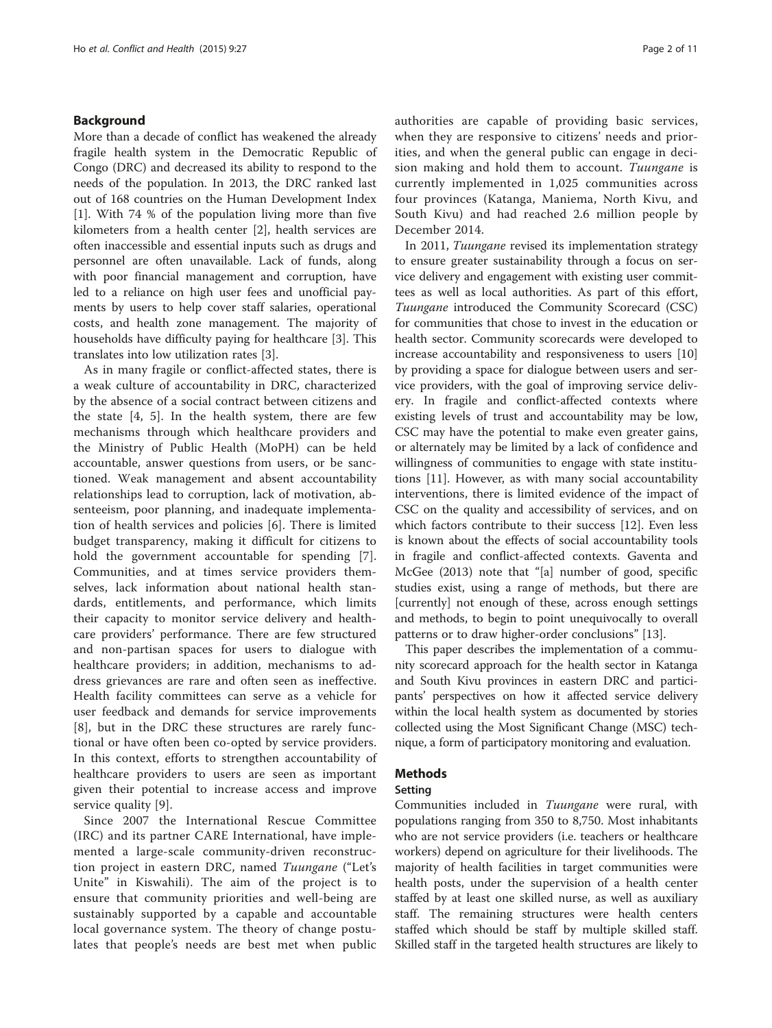## Background

More than a decade of conflict has weakened the already fragile health system in the Democratic Republic of Congo (DRC) and decreased its ability to respond to the needs of the population. In 2013, the DRC ranked last out of 168 countries on the Human Development Index [1]. With 74 % of the population living more than five kilometers from a health center [2], health services are often inaccessible and essential inputs such as drugs and personnel are often unavailable. Lack of funds, along with poor financial management and corruption, have led to a reliance on high user fees and unofficial payments by users to help cover staff salaries, operational costs, and health zone management. The majority of households have difficulty paying for healthcare [3]. This translates into low utilization rates [3].

As in many fragile or conflict-affected states, there is a weak culture of accountability in DRC, characterized by the absence of a social contract between citizens and the state [4, 5]. In the health system, there are few mechanisms through which healthcare providers and the Ministry of Public Health (MoPH) can be held accountable, answer questions from users, or be sanctioned. Weak management and absent accountability relationships lead to corruption, lack of motivation, absenteeism, poor planning, and inadequate implementation of health services and policies [6]. There is limited budget transparency, making it difficult for citizens to hold the government accountable for spending [7]. Communities, and at times service providers themselves, lack information about national health standards, entitlements, and performance, which limits their capacity to monitor service delivery and healthcare providers' performance. There are few structured and non-partisan spaces for users to dialogue with healthcare providers; in addition, mechanisms to address grievances are rare and often seen as ineffective. Health facility committees can serve as a vehicle for user feedback and demands for service improvements [8], but in the DRC these structures are rarely functional or have often been co-opted by service providers. In this context, efforts to strengthen accountability of healthcare providers to users are seen as important given their potential to increase access and improve service quality [9].

Since 2007 the International Rescue Committee (IRC) and its partner CARE International, have implemented a large-scale community-driven reconstruction project in eastern DRC, named *Tuungane* ("Let's Unite" in Kiswahili). The aim of the project is to ensure that community priorities and well-being are sustainably supported by a capable and accountable local governance system. The theory of change postulates that people's needs are best met when public authorities are capable of providing basic services, when they are responsive to citizens' needs and priorities, and when the general public can engage in decision making and hold them to account. *Tuungane* is currently implemented in 1,025 communities across four provinces (Katanga, Maniema, North Kivu, and South Kivu) and had reached 2.6 million people by December 2014.

In 2011, *Tuungane* revised its implementation strategy to ensure greater sustainability through a focus on service delivery and engagement with existing user committees as well as local authorities. As part of this effort, *Tuungane* introduced the Community Scorecard (CSC) for communities that chose to invest in the education or health sector. Community scorecards were developed to increase accountability and responsiveness to users [10] by providing a space for dialogue between users and service providers, with the goal of improving service delivery. In fragile and conflict-affected contexts where existing levels of trust and accountability may be low, CSC may have the potential to make even greater gains, or alternately may be limited by a lack of confidence and willingness of communities to engage with state institutions [11]. However, as with many social accountability interventions, there is limited evidence of the impact of CSC on the quality and accessibility of services, and on which factors contribute to their success [12]. Even less is known about the effects of social accountability tools in fragile and conflict-affected contexts. Gaventa and McGee (2013) note that "[a] number of good, specific studies exist, using a range of methods, but there are [currently] not enough of these, across enough settings and methods, to begin to point unequivocally to overall patterns or to draw higher-order conclusions" [13].

This paper describes the implementation of a community scorecard approach for the health sector in Katanga and South Kivu provinces in eastern DRC and participants' perspectives on how it affected service delivery within the local health system as documented by stories collected using the Most Significant Change (MSC) technique, a form of participatory monitoring and evaluation.

## Methods

### Setting

Communities included in *Tuungane* were rural, with populations ranging from 350 to 8,750. Most inhabitants who are not service providers (i.e. teachers or healthcare workers) depend on agriculture for their livelihoods. The majority of health facilities in target communities were health posts, under the supervision of a health center staffed by at least one skilled nurse, as well as auxiliary staff. The remaining structures were health centers staffed which should be staff by multiple skilled staff. Skilled staff in the targeted health structures are likely to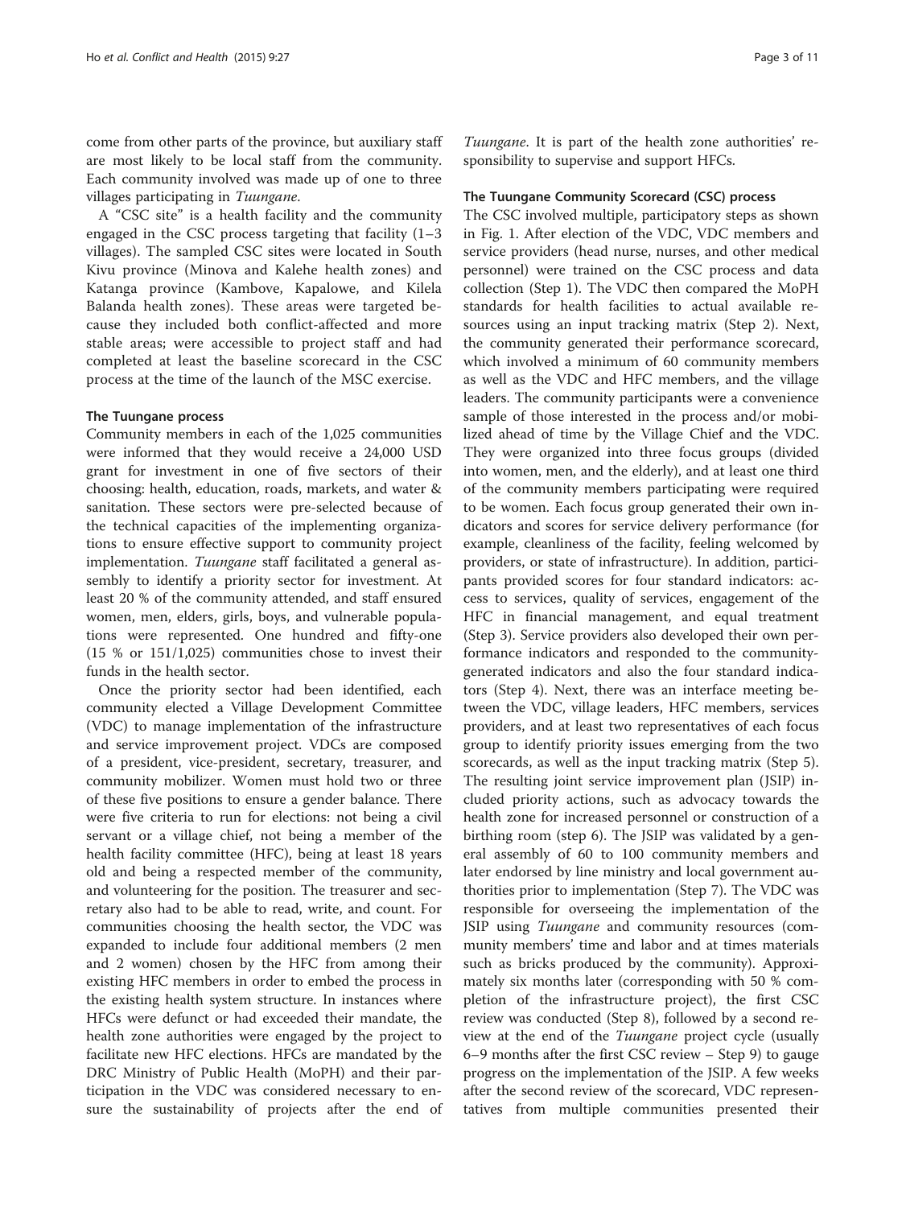come from other parts of the province, but auxiliary staff are most likely to be local staff from the community. Each community involved was made up of one to three villages participating in *Tuungane*.

A "CSC site" is a health facility and the community engaged in the CSC process targeting that facility (1–3 villages). The sampled CSC sites were located in South Kivu province (Minova and Kalehe health zones) and Katanga province (Kambove, Kapalowe, and Kilela Balanda health zones). These areas were targeted because they included both conflict-affected and more stable areas; were accessible to project staff and had completed at least the baseline scorecard in the CSC process at the time of the launch of the MSC exercise.

### The Tuungane process

Community members in each of the 1,025 communities were informed that they would receive a 24,000 USD grant for investment in one of five sectors of their choosing: health, education, roads, markets, and water & sanitation. These sectors were pre-selected because of the technical capacities of the implementing organizations to ensure effective support to community project implementation. *Tuungane* staff facilitated a general assembly to identify a priority sector for investment. At least 20 % of the community attended, and staff ensured women, men, elders, girls, boys, and vulnerable populations were represented. One hundred and fifty-one (15 % or 151/1,025) communities chose to invest their funds in the health sector.

Once the priority sector had been identified, each community elected a Village Development Committee (VDC) to manage implementation of the infrastructure and service improvement project. VDCs are composed of a president, vice-president, secretary, treasurer, and community mobilizer. Women must hold two or three of these five positions to ensure a gender balance. There were five criteria to run for elections: not being a civil servant or a village chief, not being a member of the health facility committee (HFC), being at least 18 years old and being a respected member of the community, and volunteering for the position. The treasurer and secretary also had to be able to read, write, and count. For communities choosing the health sector, the VDC was expanded to include four additional members (2 men and 2 women) chosen by the HFC from among their existing HFC members in order to embed the process in the existing health system structure. In instances where HFCs were defunct or had exceeded their mandate, the health zone authorities were engaged by the project to facilitate new HFC elections. HFCs are mandated by the DRC Ministry of Public Health (MoPH) and their participation in the VDC was considered necessary to ensure the sustainability of projects after the end of *Tuungane*. It is part of the health zone authorities' responsibility to supervise and support HFCs.

### The Tuungane Community Scorecard (CSC) process

The CSC involved multiple, participatory steps as shown in Fig. 1. After election of the VDC, VDC members and service providers (head nurse, nurses, and other medical personnel) were trained on the CSC process and data collection (Step 1). The VDC then compared the MoPH standards for health facilities to actual available resources using an input tracking matrix (Step 2). Next, the community generated their performance scorecard, which involved a minimum of 60 community members as well as the VDC and HFC members, and the village leaders. The community participants were a convenience sample of those interested in the process and/or mobilized ahead of time by the Village Chief and the VDC. They were organized into three focus groups (divided into women, men, and the elderly), and at least one third of the community members participating were required to be women. Each focus group generated their own indicators and scores for service delivery performance (for example, cleanliness of the facility, feeling welcomed by providers, or state of infrastructure). In addition, participants provided scores for four standard indicators: access to services, quality of services, engagement of the HFC in financial management, and equal treatment (Step 3). Service providers also developed their own performance indicators and responded to the community-generated indicators and also the four standard indicators (Step 4). Next, there was an interface meeting between the VDC, village leaders, HFC members, services providers, and at least two representatives of each focus group to identify priority issues emerging from the two scorecards, as well as the input tracking matrix (Step 5). The resulting joint service improvement plan (JSIP) included priority actions, such as advocacy towards the health zone for increased personnel or construction of a birthing room (step 6). The JSIP was validated by a general assembly of 60 to 100 community members and later endorsed by line ministry and local government authorities prior to implementation (Step 7). The VDC was responsible for overseeing the implementation of the JSIP using *Tuungane* and community resources (community members' time and labor and at times materials such as bricks produced by the community). Approximately six months later (corresponding with 50 % completion of the infrastructure project), the first CSC review was conducted (Step 8), followed by a second review at the end of the *Tuungane* project cycle (usually 6–9 months after the first CSC review – Step 9) to gauge progress on the implementation of the JSIP. A few weeks after the second review of the scorecard, VDC representatives from multiple communities presented their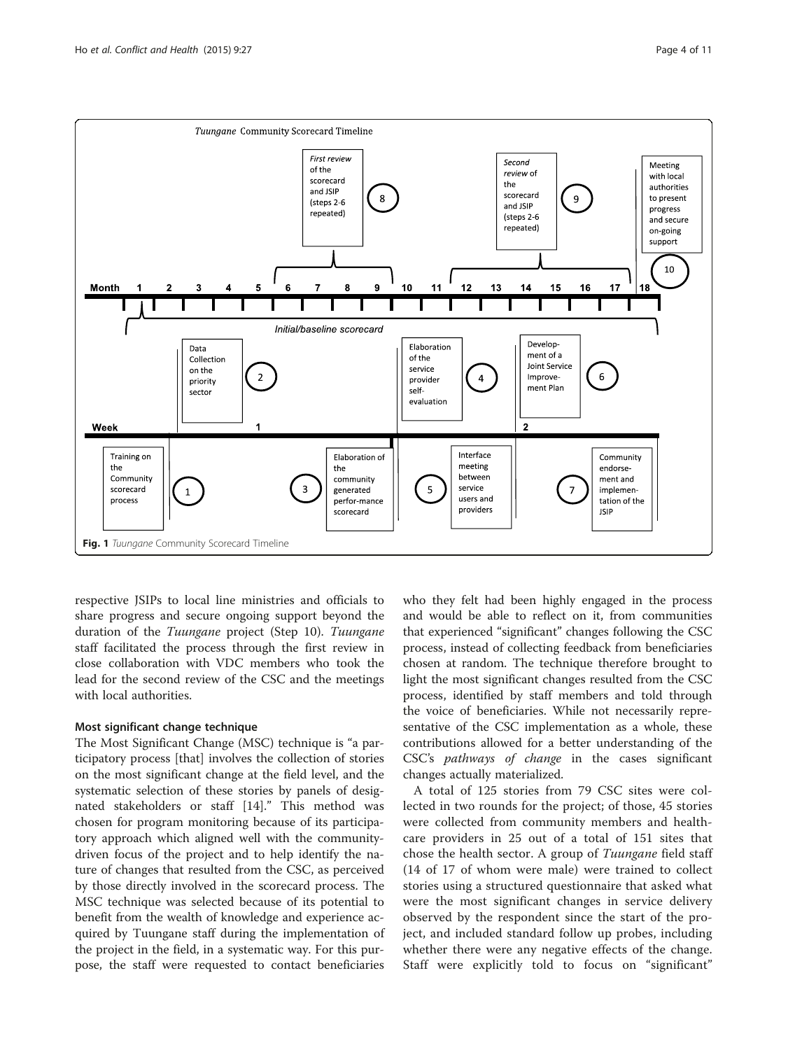Fig. 1 *Tuungane* Community Scorecard Timeline

respective JSIPs to local line ministries and officials to share progress and secure ongoing support beyond the duration of the *Tuungane* project (Step 10). *Tuungane* staff facilitated the process through the first review in close collaboration with VDC members who took the lead for the second review of the CSC and the meetings with local authorities.

### Most significant change technique

The Most Significant Change (MSC) technique is "a participatory process [that] involves the collection of stories on the most significant change at the field level, and the systematic selection of these stories by panels of designated stakeholders or staff [14]." This method was chosen for program monitoring because of its participatory approach which aligned well with the community-driven focus of the project and to help identify the nature of changes that resulted from the CSC, as perceived by those directly involved in the scorecard process. The MSC technique was selected because of its potential to benefit from the wealth of knowledge and experience acquired by Tuungane staff during the implementation of the project in the field, in a systematic way. For this purpose, the staff were requested to contact beneficiaries who they felt had been highly engaged in the process and would be able to reflect on it, from communities that experienced "significant" changes following the CSC process, instead of collecting feedback from beneficiaries chosen at random. The technique therefore brought to light the most significant changes resulted from the CSC process, identified by staff members and told through the voice of beneficiaries. While not necessarily representative of the CSC implementation as a whole, these contributions allowed for a better understanding of the CSC's *pathways of change* in the cases significant changes actually materialized.

A total of 125 stories from 79 CSC sites were collected in two rounds for the project; of those, 45 stories were collected from community members and healthcare providers in 25 out of a total of 151 sites that chose the health sector. A group of *Tuungane* field staff (14 of 17 of whom were male) were trained to collect stories using a structured questionnaire that asked what were the most significant changes in service delivery observed by the respondent since the start of the project, and included standard follow up probes, including whether there were any negative effects of the change. Staff were explicitly told to focus on "significant"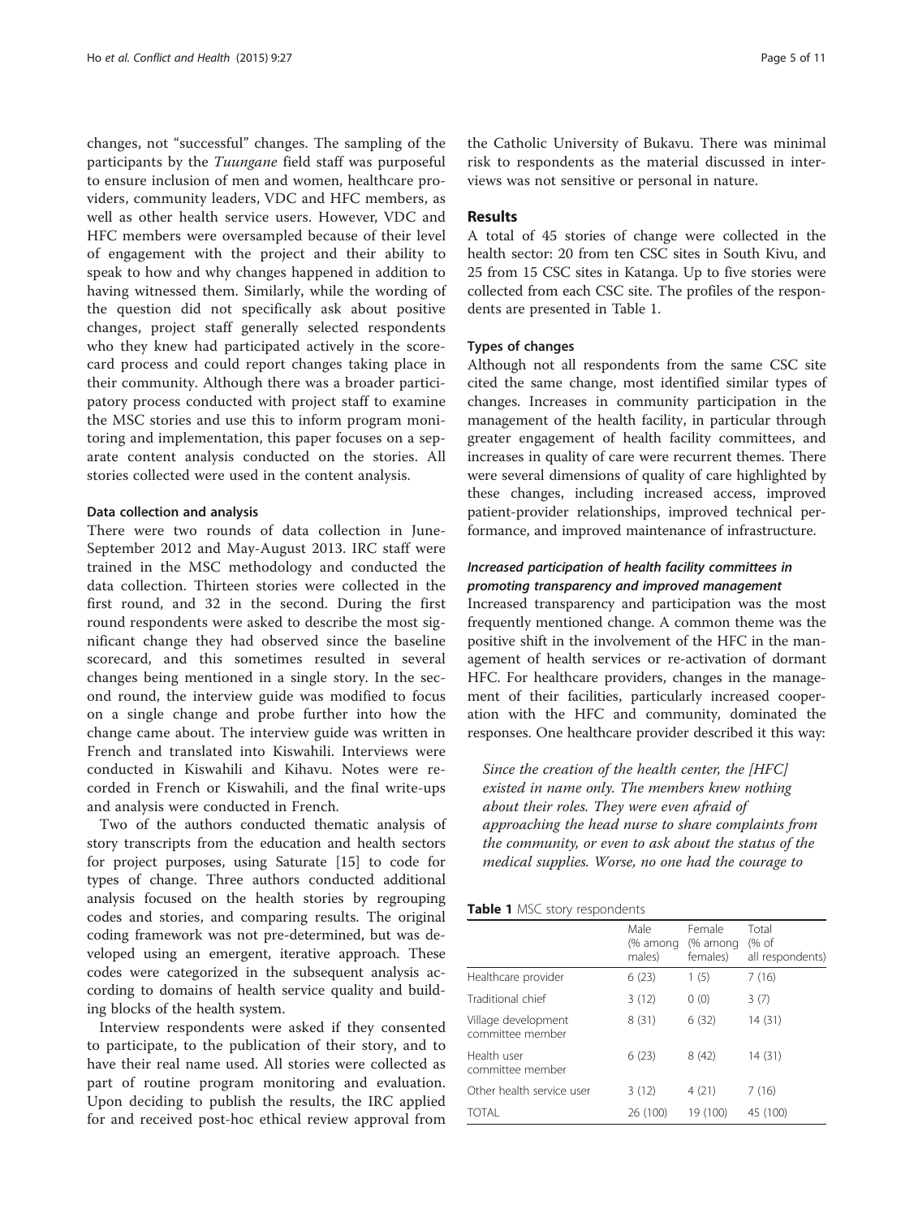changes, not "successful" changes. The sampling of the participants by the *Tuungane* field staff was purposeful to ensure inclusion of men and women, healthcare providers, community leaders, VDC and HFC members, as well as other health service users. However, VDC and HFC members were oversampled because of their level of engagement with the project and their ability to speak to how and why changes happened in addition to having witnessed them. Similarly, while the wording of the question did not specifically ask about positive changes, project staff generally selected respondents who they knew had participated actively in the scorecard process and could report changes taking place in their community. Although there was a broader participatory process conducted with project staff to examine the MSC stories and use this to inform program monitoring and implementation, this paper focuses on a separate content analysis conducted on the stories. All stories collected were used in the content analysis.

### Data collection and analysis

There were two rounds of data collection in June-September 2012 and May-August 2013. IRC staff were trained in the MSC methodology and conducted the data collection. Thirteen stories were collected in the first round, and 32 in the second. During the first round respondents were asked to describe the most significant change they had observed since the baseline scorecard, and this sometimes resulted in several changes being mentioned in a single story. In the second round, the interview guide was modified to focus on a single change and probe further into how the change came about. The interview guide was written in French and translated into Kiswahili. Interviews were conducted in Kiswahili and Kihavu. Notes were recorded in French or Kiswahili, and the final write-ups and analysis were conducted in French.

Two of the authors conducted thematic analysis of story transcripts from the education and health sectors for project purposes, using Saturate [15] to code for types of change. Three authors conducted additional analysis focused on the health stories by regrouping codes and stories, and comparing results. The original coding framework was not pre-determined, but was developed using an emergent, iterative approach. These codes were categorized in the subsequent analysis according to domains of health service quality and building blocks of the health system.

Interview respondents were asked if they consented to participate, to the publication of their story, and to have their real name used. All stories were collected as part of routine program monitoring and evaluation. Upon deciding to publish the results, the IRC applied for and received post-hoc ethical review approval from the Catholic University of Bukavu. There was minimal risk to respondents as the material discussed in interviews was not sensitive or personal in nature.

## Results

A total of 45 stories of change were collected in the health sector: 20 from ten CSC sites in South Kivu, and 25 from 15 CSC sites in Katanga. Up to five stories were collected from each CSC site. The profiles of the respondents are presented in Table 1.

### Types of changes

Although not all respondents from the same CSC site cited the same change, most identified similar types of changes. Increases in community participation in the management of the health facility, in particular through greater engagement of health facility committees, and increases in quality of care were recurrent themes. There were several dimensions of quality of care highlighted by these changes, including increased access, improved patient-provider relationships, improved technical performance, and improved maintenance of infrastructure.

#### *Increased participation of health facility committees in promoting transparency and improved management*

Increased transparency and participation was the most frequently mentioned change. A common theme was the positive shift in the involvement of the HFC in the management of health services or re-activation of dormant HFC. For healthcare providers, changes in the management of their facilities, particularly increased cooperation with the HFC and community, dominated the responses. One healthcare provider described it this way:

> *Since the creation of the health center, the [HFC] existed in name only. The members knew nothing about their roles. They were even afraid of approaching the head nurse to share complaints from the community, or even to ask about the status of the medical supplies. Worse, no one had the courage to*

**Table 1** MSC story respondents

| | Male (% among males) | Female (% among females) | Total (% of all respondents) |
|---|---|---|---|
| Healthcare provider | 6 (23) | 1 (5) | 7 (16) |
| Traditional chief | 3 (12) | 0 (0) | 3 (7) |
| Village development committee member | 8 (31) | 6 (32) | 14 (31) |
| Health user committee member | 6 (23) | 8 (42) | 14 (31) |
| Other health service user | 3 (12) | 4 (21) | 7 (16) |
| TOTAL | 26 (100) | 19 (100) | 45 (100) |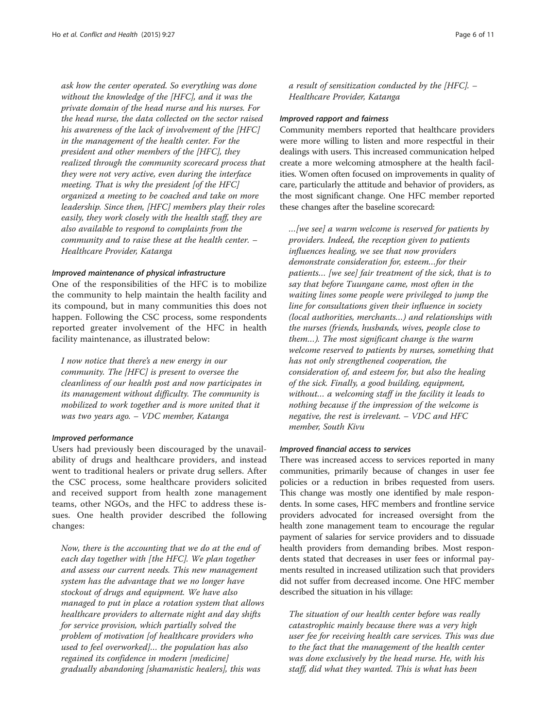*ask how the center operated. So everything was done without the knowledge of the [HFC], and it was the private domain of the head nurse and his nurses. For the head nurse, the data collected on the sector raised his awareness of the lack of involvement of the [HFC] in the management of the health center. For the president and other members of the [HFC], they realized through the community scorecard process that they were not very active, even during the interface meeting. That is why the president [of the HFC] organized a meeting to be coached and take on more leadership. Since then, [HFC] members play their roles easily, they work closely with the health staff, they are also available to respond to complaints from the community and to raise these at the health center. – Healthcare Provider, Katanga*

#### *Improved maintenance of physical infrastructure*

One of the responsibilities of the HFC is to mobilize the community to help maintain the health facility and its compound, but in many communities this does not happen. Following the CSC process, some respondents reported greater involvement of the HFC in health facility maintenance, as illustrated below:

*I now notice that there's a new energy in our community. The [HFC] is present to oversee the cleanliness of our health post and now participates in its management without difficulty. The community is mobilized to work together and is more united that it was two years ago. – VDC member, Katanga*

#### *Improved performance*

Users had previously been discouraged by the unavailability of drugs and healthcare providers, and instead went to traditional healers or private drug sellers. After the CSC process, some healthcare providers solicited and received support from health zone management teams, other NGOs, and the HFC to address these issues. One health provider described the following changes:

*Now, there is the accounting that we do at the end of each day together with [the HFC]. We plan together and assess our current needs. This new management system has the advantage that we no longer have stockout of drugs and equipment. We have also managed to put in place a rotation system that allows healthcare providers to alternate night and day shifts for service provision, which partially solved the problem of motivation [of healthcare providers who used to feel overworked]… the population has also regained its confidence in modern [medicine] gradually abandoning [shamanistic healers], this was a result of sensitization conducted by the [HFC]. – Healthcare Provider, Katanga*

#### *Improved rapport and fairness*

Community members reported that healthcare providers were more willing to listen and more respectful in their dealings with users. This increased communication helped create a more welcoming atmosphere at the health facilities. Women often focused on improvements in quality of care, particularly the attitude and behavior of providers, as the most significant change. One HFC member reported these changes after the baseline scorecard:

*…[we see] a warm welcome is reserved for patients by providers. Indeed, the reception given to patients influences healing, we see that now providers demonstrate consideration for, esteem…for their patients… [we see] fair treatment of the sick, that is to say that before Tuungane came, most often in the waiting lines some people were privileged to jump the line for consultations given their influence in society (local authorities, merchants…) and relationships with the nurses (friends, husbands, wives, people close to them…). The most significant change is the warm welcome reserved to patients by nurses, something that has not only strengthened cooperation, the consideration of, and esteem for, but also the healing of the sick. Finally, a good building, equipment, without… a welcoming staff in the facility it leads to nothing because if the impression of the welcome is negative, the rest is irrelevant. – VDC and HFC member, South Kivu*

#### *Improved financial access to services*

There was increased access to services reported in many communities, primarily because of changes in user fee policies or a reduction in bribes requested from users. This change was mostly one identified by male respondents. In some cases, HFC members and frontline service providers advocated for increased oversight from the health zone management team to encourage the regular payment of salaries for service providers and to dissuade health providers from demanding bribes. Most respondents stated that decreases in user fees or informal payments resulted in increased utilization such that providers did not suffer from decreased income. One HFC member described the situation in his village:

*The situation of our health center before was really catastrophic mainly because there was a very high user fee for receiving health care services. This was due to the fact that the management of the health center was done exclusively by the head nurse. He, with his staff, did what they wanted. This is what has been*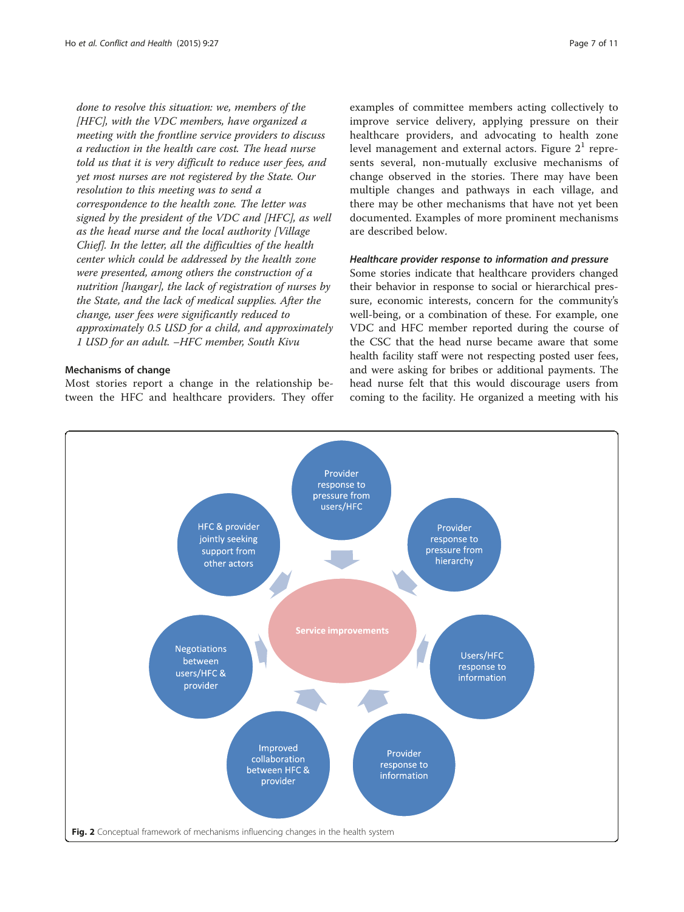*done to resolve this situation: we, members of the [HFC], with the VDC members, have organized a meeting with the frontline service providers to discuss a reduction in the health care cost. The head nurse told us that it is very difficult to reduce user fees, and yet most nurses are not registered by the State. Our resolution to this meeting was to send a correspondence to the health zone. The letter was signed by the president of the VDC and [HFC], as well as the head nurse and the local authority [Village Chief]. In the letter, all the difficulties of the health center which could be addressed by the health zone were presented, among others the construction of a nutrition [hangar], the lack of registration of nurses by the State, and the lack of medical supplies. After the change, user fees were significantly reduced to approximately 0.5 USD for a child, and approximately 1 USD for an adult. –HFC member, South Kivu*

### Mechanisms of change

Most stories report a change in the relationship between the HFC and healthcare providers. They offer examples of committee members acting collectively to improve service delivery, applying pressure on their healthcare providers, and advocating to health zone level management and external actors. Figure 2[1] represents several, non-mutually exclusive mechanisms of change observed in the stories. There may have been multiple changes and pathways in each village, and there may be other mechanisms that have not yet been documented. Examples of more prominent mechanisms are described below.

#### *Healthcare provider response to information and pressure*

Some stories indicate that healthcare providers changed their behavior in response to social or hierarchical pressure, economic interests, concern for the community's well-being, or a combination of these. For example, one VDC and HFC member reported during the course of the CSC that the head nurse became aware that some health facility staff were not respecting posted user fees, and were asking for bribes or additional payments. The head nurse felt that this would discourage users from coming to the facility. He organized a meeting with his

Service improvements

Provider response to pressure from users/HFC

Provider response to pressure from hierarchy

Users/HFC response to information

Provider response to information

Improved collaboration between HFC & provider

Negotiations between users/HFC & provider

HFC & provider jointly seeking support from other actors

**Fig. 2** Conceptual framework of mechanisms influencing changes in the health system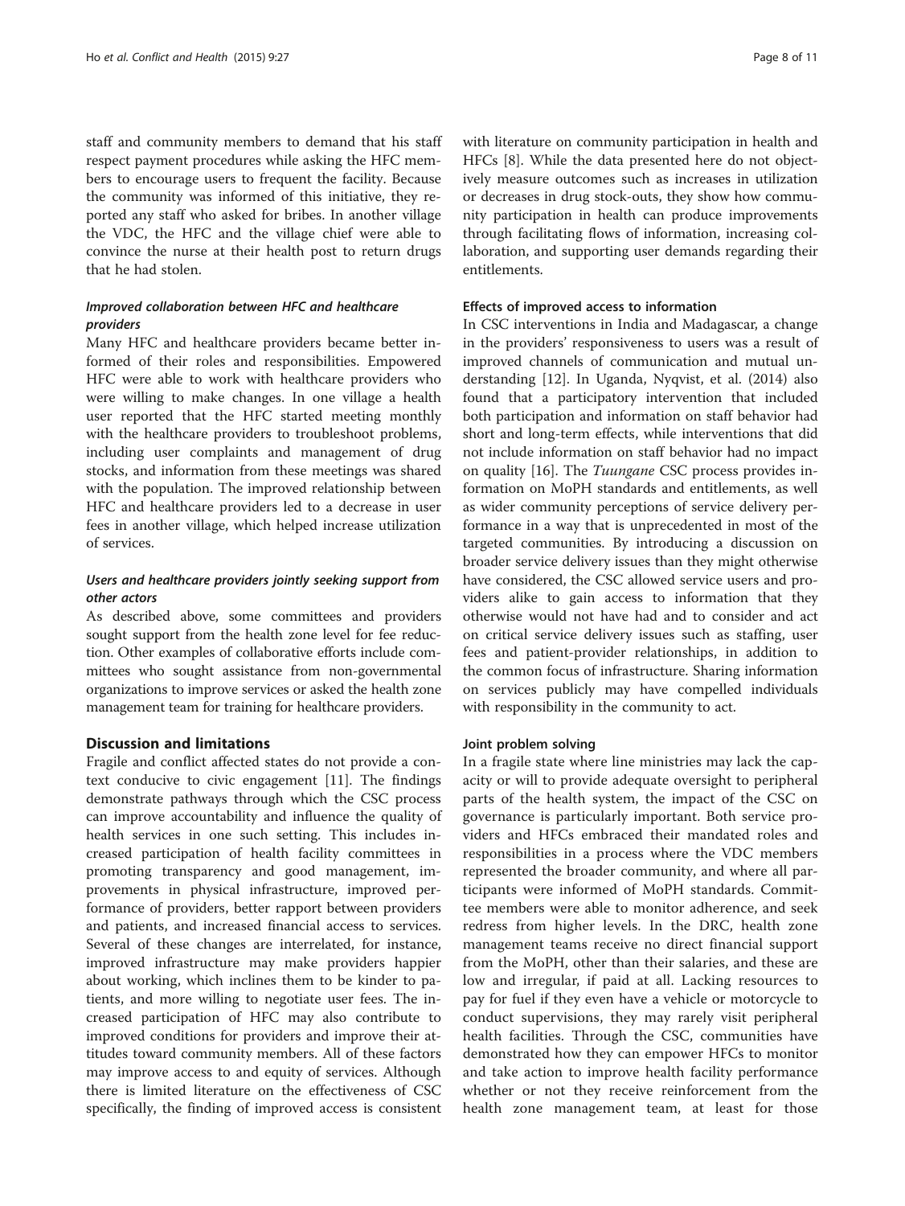staff and community members to demand that his staff respect payment procedures while asking the HFC members to encourage users to frequent the facility. Because the community was informed of this initiative, they reported any staff who asked for bribes. In another village the VDC, the HFC and the village chief were able to convince the nurse at their health post to return drugs that he had stolen.

### *Improved collaboration between HFC and healthcare providers*

Many HFC and healthcare providers became better informed of their roles and responsibilities. Empowered HFC were able to work with healthcare providers who were willing to make changes. In one village a health user reported that the HFC started meeting monthly with the healthcare providers to troubleshoot problems, including user complaints and management of drug stocks, and information from these meetings was shared with the population. The improved relationship between HFC and healthcare providers led to a decrease in user fees in another village, which helped increase utilization of services.

### *Users and healthcare providers jointly seeking support from other actors*

As described above, some committees and providers sought support from the health zone level for fee reduction. Other examples of collaborative efforts include committees who sought assistance from non-governmental organizations to improve services or asked the health zone management team for training for healthcare providers.

## Discussion and limitations

Fragile and conflict affected states do not provide a context conducive to civic engagement [11]. The findings demonstrate pathways through which the CSC process can improve accountability and influence the quality of health services in one such setting. This includes increased participation of health facility committees in promoting transparency and good management, improvements in physical infrastructure, improved performance of providers, better rapport between providers and patients, and increased financial access to services. Several of these changes are interrelated, for instance, improved infrastructure may make providers happier about working, which inclines them to be kinder to patients, and more willing to negotiate user fees. The increased participation of HFC may also contribute to improved conditions for providers and improve their attitudes toward community members. All of these factors may improve access to and equity of services. Although there is limited literature on the effectiveness of CSC specifically, the finding of improved access is consistent with literature on community participation in health and HFCs [8]. While the data presented here do not objectively measure outcomes such as increases in utilization or decreases in drug stock-outs, they show how community participation in health can produce improvements through facilitating flows of information, increasing collaboration, and supporting user demands regarding their entitlements.

### Effects of improved access to information

In CSC interventions in India and Madagascar, a change in the providers' responsiveness to users was a result of improved channels of communication and mutual understanding [12]. In Uganda, Nyqvist, et al. (2014) also found that a participatory intervention that included both participation and information on staff behavior had short and long-term effects, while interventions that did not include information on staff behavior had no impact on quality [16]. The *Tuungane* CSC process provides information on MoPH standards and entitlements, as well as wider community perceptions of service delivery performance in a way that is unprecedented in most of the targeted communities. By introducing a discussion on broader service delivery issues than they might otherwise have considered, the CSC allowed service users and providers alike to gain access to information that they otherwise would not have had and to consider and act on critical service delivery issues such as staffing, user fees and patient-provider relationships, in addition to the common focus of infrastructure. Sharing information on services publicly may have compelled individuals with responsibility in the community to act.

### Joint problem solving

In a fragile state where line ministries may lack the capacity or will to provide adequate oversight to peripheral parts of the health system, the impact of the CSC on governance is particularly important. Both service providers and HFCs embraced their mandated roles and responsibilities in a process where the VDC members represented the broader community, and where all participants were informed of MoPH standards. Committee members were able to monitor adherence, and seek redress from higher levels. In the DRC, health zone management teams receive no direct financial support from the MoPH, other than their salaries, and these are low and irregular, if paid at all. Lacking resources to pay for fuel if they even have a vehicle or motorcycle to conduct supervisions, they may rarely visit peripheral health facilities. Through the CSC, communities have demonstrated how they can empower HFCs to monitor and take action to improve health facility performance whether or not they receive reinforcement from the health zone management team, at least for those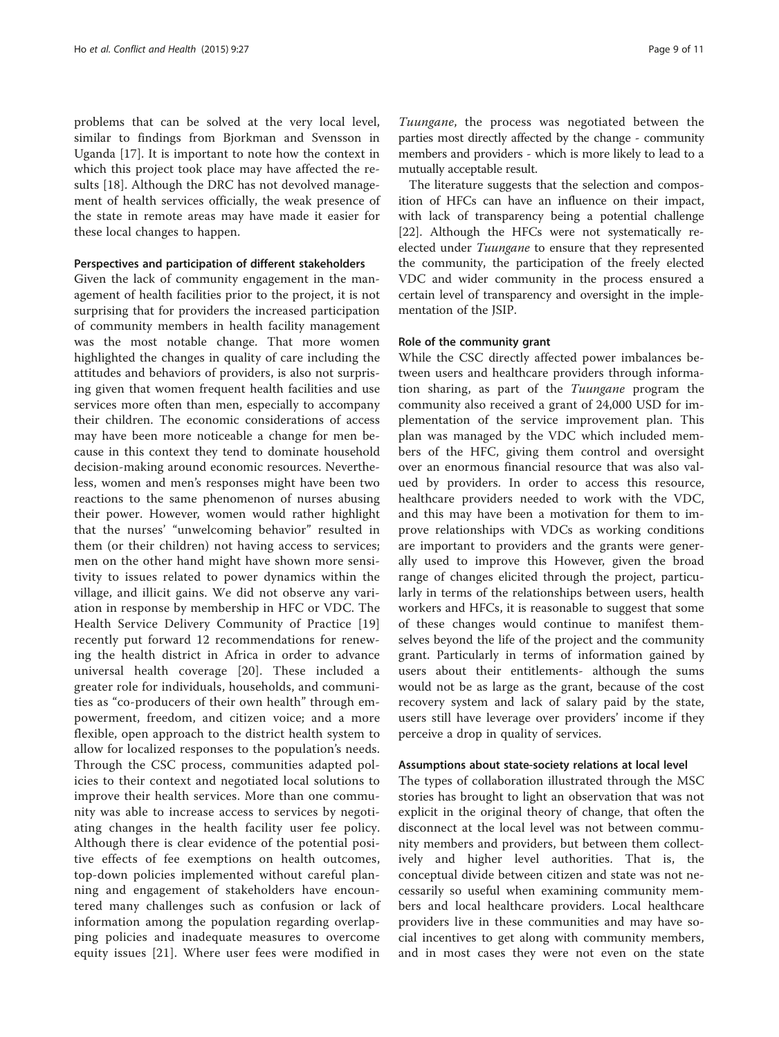problems that can be solved at the very local level, similar to findings from Bjorkman and Svensson in Uganda [17]. It is important to note how the context in which this project took place may have affected the results [18]. Although the DRC has not devolved management of health services officially, the weak presence of the state in remote areas may have made it easier for these local changes to happen.

### Perspectives and participation of different stakeholders

Given the lack of community engagement in the management of health facilities prior to the project, it is not surprising that for providers the increased participation of community members in health facility management was the most notable change. That more women highlighted the changes in quality of care including the attitudes and behaviors of providers, is also not surprising given that women frequent health facilities and use services more often than men, especially to accompany their children. The economic considerations of access may have been more noticeable a change for men because in this context they tend to dominate household decision-making around economic resources. Nevertheless, women and men's responses might have been two reactions to the same phenomenon of nurses abusing their power. However, women would rather highlight that the nurses' "unwelcoming behavior" resulted in them (or their children) not having access to services; men on the other hand might have shown more sensitivity to issues related to power dynamics within the village, and illicit gains. We did not observe any variation in response by membership in HFC or VDC. The Health Service Delivery Community of Practice [19] recently put forward 12 recommendations for renewing the health district in Africa in order to advance universal health coverage [20]. These included a greater role for individuals, households, and communities as "co-producers of their own health" through empowerment, freedom, and citizen voice; and a more flexible, open approach to the district health system to allow for localized responses to the population's needs. Through the CSC process, communities adapted policies to their context and negotiated local solutions to improve their health services. More than one community was able to increase access to services by negotiating changes in the health facility user fee policy. Although there is clear evidence of the potential positive effects of fee exemptions on health outcomes, top-down policies implemented without careful planning and engagement of stakeholders have encountered many challenges such as confusion or lack of information among the population regarding overlapping policies and inadequate measures to overcome equity issues [21]. Where user fees were modified in *Tuungane*, the process was negotiated between the parties most directly affected by the change - community members and providers - which is more likely to lead to a mutually acceptable result.

The literature suggests that the selection and composition of HFCs can have an influence on their impact, with lack of transparency being a potential challenge [22]. Although the HFCs were not systematically re-elected under *Tuungane* to ensure that they represented the community, the participation of the freely elected VDC and wider community in the process ensured a certain level of transparency and oversight in the implementation of the JSIP.

### Role of the community grant

While the CSC directly affected power imbalances between users and healthcare providers through information sharing, as part of the *Tuungane* program the community also received a grant of 24,000 USD for implementation of the service improvement plan. This plan was managed by the VDC which included members of the HFC, giving them control and oversight over an enormous financial resource that was also valued by providers. In order to access this resource, healthcare providers needed to work with the VDC, and this may have been a motivation for them to improve relationships with VDCs as working conditions are important to providers and the grants were generally used to improve this However, given the broad range of changes elicited through the project, particularly in terms of the relationships between users, health workers and HFCs, it is reasonable to suggest that some of these changes would continue to manifest themselves beyond the life of the project and the community grant. Particularly in terms of information gained by users about their entitlements- although the sums would not be as large as the grant, because of the cost recovery system and lack of salary paid by the state, users still have leverage over providers' income if they perceive a drop in quality of services.

### Assumptions about state-society relations at local level

The types of collaboration illustrated through the MSC stories has brought to light an observation that was not explicit in the original theory of change, that often the disconnect at the local level was not between community members and providers, but between them collectively and higher level authorities. That is, the conceptual divide between citizen and state was not necessarily so useful when examining community members and local healthcare providers. Local healthcare providers live in these communities and may have social incentives to get along with community members, and in most cases they were not even on the state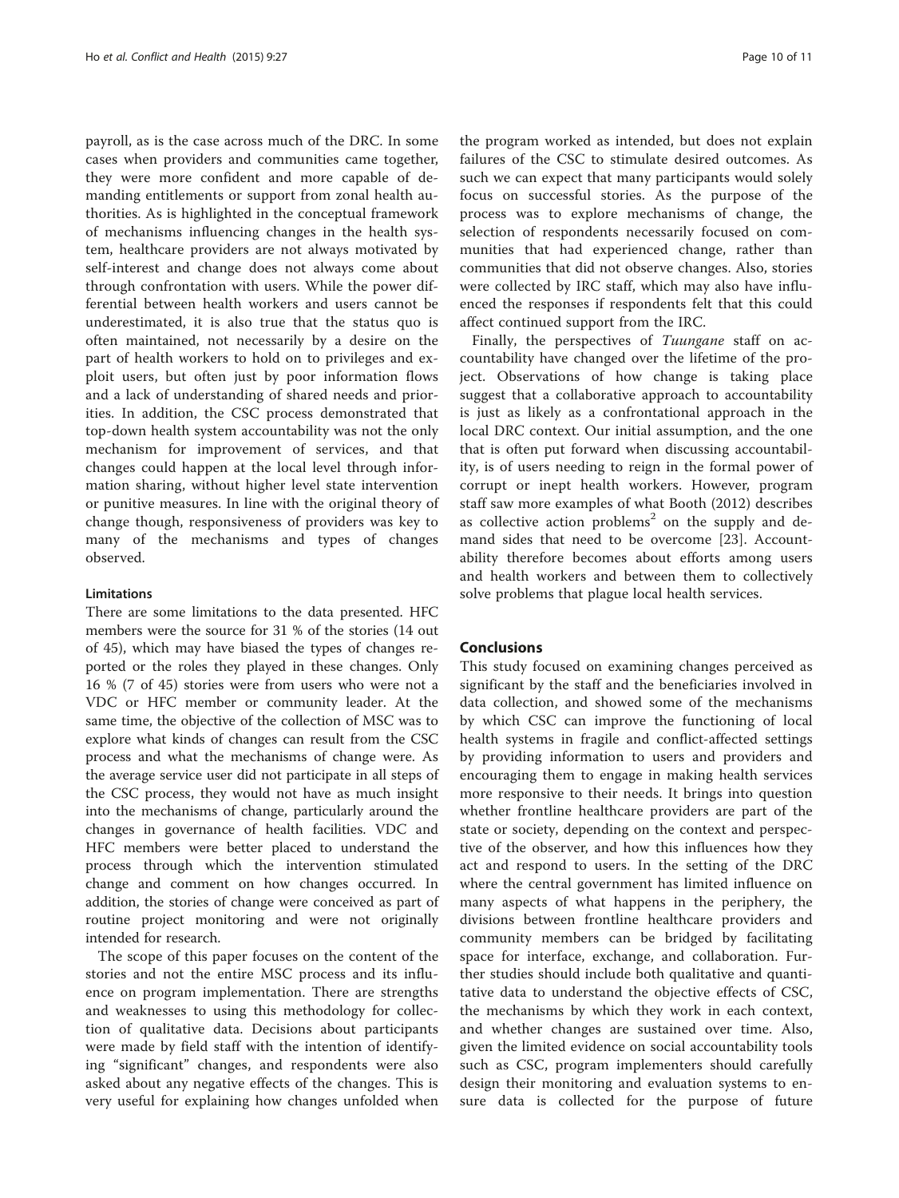payroll, as is the case across much of the DRC. In some cases when providers and communities came together, they were more confident and more capable of demanding entitlements or support from zonal health authorities. As is highlighted in the conceptual framework of mechanisms influencing changes in the health system, healthcare providers are not always motivated by self-interest and change does not always come about through confrontation with users. While the power differential between health workers and users cannot be underestimated, it is also true that the status quo is often maintained, not necessarily by a desire on the part of health workers to hold on to privileges and exploit users, but often just by poor information flows and a lack of understanding of shared needs and priorities. In addition, the CSC process demonstrated that top-down health system accountability was not the only mechanism for improvement of services, and that changes could happen at the local level through information sharing, without higher level state intervention or punitive measures. In line with the original theory of change though, responsiveness of providers was key to many of the mechanisms and types of changes observed.

#### Limitations

There are some limitations to the data presented. HFC members were the source for 31 % of the stories (14 out of 45), which may have biased the types of changes reported or the roles they played in these changes. Only 16 % (7 of 45) stories were from users who were not a VDC or HFC member or community leader. At the same time, the objective of the collection of MSC was to explore what kinds of changes can result from the CSC process and what the mechanisms of change were. As the average service user did not participate in all steps of the CSC process, they would not have as much insight into the mechanisms of change, particularly around the changes in governance of health facilities. VDC and HFC members were better placed to understand the process through which the intervention stimulated change and comment on how changes occurred. In addition, the stories of change were conceived as part of routine project monitoring and were not originally intended for research.

The scope of this paper focuses on the content of the stories and not the entire MSC process and its influence on program implementation. There are strengths and weaknesses to using this methodology for collection of qualitative data. Decisions about participants were made by field staff with the intention of identifying "significant" changes, and respondents were also asked about any negative effects of the changes. This is very useful for explaining how changes unfolded when the program worked as intended, but does not explain failures of the CSC to stimulate desired outcomes. As such we can expect that many participants would solely focus on successful stories. As the purpose of the process was to explore mechanisms of change, the selection of respondents necessarily focused on communities that had experienced change, rather than communities that did not observe changes. Also, stories were collected by IRC staff, which may also have influenced the responses if respondents felt that this could affect continued support from the IRC.

Finally, the perspectives of *Tuungane* staff on accountability have changed over the lifetime of the project. Observations of how change is taking place suggest that a collaborative approach to accountability is just as likely as a confrontational approach in the local DRC context. Our initial assumption, and the one that is often put forward when discussing accountability, is of users needing to reign in the formal power of corrupt or inept health workers. However, program staff saw more examples of what Booth (2012) describes as collective action problems[2] on the supply and demand sides that need to be overcome [23]. Accountability therefore becomes about efforts among users and health workers and between them to collectively solve problems that plague local health services.

## Conclusions

This study focused on examining changes perceived as significant by the staff and the beneficiaries involved in data collection, and showed some of the mechanisms by which CSC can improve the functioning of local health systems in fragile and conflict-affected settings by providing information to users and providers and encouraging them to engage in making health services more responsive to their needs. It brings into question whether frontline healthcare providers are part of the state or society, depending on the context and perspective of the observer, and how this influences how they act and respond to users. In the setting of the DRC where the central government has limited influence on many aspects of what happens in the periphery, the divisions between frontline healthcare providers and community members can be bridged by facilitating space for interface, exchange, and collaboration. Further studies should include both qualitative and quantitative data to understand the objective effects of CSC, the mechanisms by which they work in each context, and whether changes are sustained over time. Also, given the limited evidence on social accountability tools such as CSC, program implementers should carefully design their monitoring and evaluation systems to ensure data is collected for the purpose of future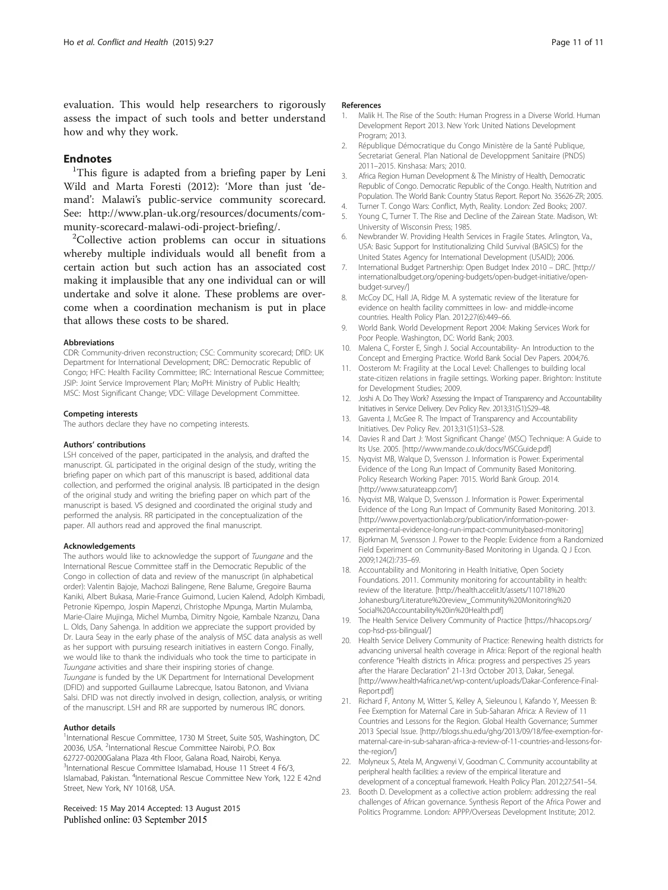evaluation. This would help researchers to rigorously assess the impact of such tools and better understand how and why they work.

## Endnotes

[1]This figure is adapted from a briefing paper by Leni Wild and Marta Foresti (2012): 'More than just 'demand': Malawi's public-service community scorecard. See: http://www.plan-uk.org/resources/documents/community-scorecard-malawi-odi-project-briefing/.

[2]Collective action problems can occur in situations whereby multiple individuals would all benefit from a certain action but such action has an associated cost making it implausible that any one individual can or will undertake and solve it alone. These problems are overcome when a coordination mechanism is put in place that allows these costs to be shared.

### Abbreviations

CDR: Community-driven reconstruction; CSC: Community scorecard; DfID: UK Department for International Development; DRC: Democratic Republic of Congo; HFC: Health Facility Committee; IRC: International Rescue Committee; JSIP: Joint Service Improvement Plan; MoPH: Ministry of Public Health; MSC: Most Significant Change; VDC: Village Development Committee.

### Competing interests

The authors declare they have no competing interests.

### Authors' contributions

LSH conceived of the paper, participated in the analysis, and drafted the manuscript. GL participated in the original design of the study, writing the briefing paper on which part of this manuscript is based, additional data collection, and performed the original analysis. IB participated in the design of the original study and writing the briefing paper on which part of the manuscript is based. VS designed and coordinated the original study and performed the analysis. RR participated in the conceptualization of the paper. All authors read and approved the final manuscript.

### Acknowledgements

The authors would like to acknowledge the support of *Tuungane* and the International Rescue Committee staff in the Democratic Republic of the Congo in collection of data and review of the manuscript (in alphabetical order): Valentin Bajoje, Machozi Balingene, Rene Balume, Gregoire Bauma Kaniki, Albert Bukasa, Marie-France Guimond, Lucien Kalend, Adolph Kimbadi, Petronie Kipempo, Jospin Mapenzi, Christophe Mpunga, Martin Mulamba, Marie-Claire Mujinga, Michel Mumba, Dimitry Ngoie, Kambale Nzanzu, Dana L. Olds, Dany Sahenga. In addition we appreciate the support provided by Dr. Laura Seay in the early phase of the analysis of MSC data analysis as well as her support with pursuing research initiatives in eastern Congo. Finally, we would like to thank the individuals who took the time to participate in *Tuungane* activities and share their inspiring stories of change. *Tuungane* is funded by the UK Department for International Development (DFID) and supported Guillaume Labrecque, Isatou Batonon, and Viviana Salsi. DFID was not directly involved in design, collection, analysis, or writing of the manuscript. LSH and RR are supported by numerous IRC donors.

### Author details

[1]International Rescue Committee, 1730 M Street, Suite 505, Washington, DC 20036, USA. [2]International Rescue Committee Nairobi, P.O. Box 62727-00200Galana Plaza 4th Floor, Galana Road, Nairobi, Kenya. [3]International Rescue Committee Islamabad, House 11 Street 4 F6/3, Islamabad, Pakistan. [4]International Rescue Committee New York, 122 E 42nd Street, New York, NY 10168, USA.

Received: 15 May 2014 Accepted: 13 August 2015
Published online: 03 September 2015

### References

1. Malik H. The Rise of the South: Human Progress in a Diverse World. Human Development Report 2013. New York: United Nations Development Program; 2013.
2. République Démocratique du Congo Ministère de la Santé Publique, Secretariat General. Plan National de Developpment Sanitaire (PNDS) 2011–2015. Kinshasa: Mars; 2010.
3. Africa Region Human Development & The Ministry of Health, Democratic Republic of Congo. Democratic Republic of the Congo. Health, Nutrition and Population. The World Bank: Country Status Report. Report No. 35626-ZR; 2005.
4. Turner T. Congo Wars: Conflict, Myth, Reality. London: Zed Books; 2007.
5. Young C, Turner T. The Rise and Decline of the Zairean State. Madison, WI: University of Wisconsin Press; 1985.
6. Newbrander W. Providing Health Services in Fragile States. Arlington, Va., USA: Basic Support for Institutionalizing Child Survival (BASICS) for the United States Agency for International Development (USAID); 2006.
7. International Budget Partnership: Open Budget Index 2010 – DRC. [http://internationalbudget.org/opening-budgets/open-budget-initiative/open-budget-survey/]
8. McCoy DC, Hall JA, Ridge M. A systematic review of the literature for evidence on health facility committees in low- and middle-income countries. Health Policy Plan. 2012;27(6):449–66.
9. World Bank. World Development Report 2004: Making Services Work for Poor People. Washington, DC: World Bank; 2003.
10. Malena C, Forster E, Singh J. Social Accountability- An Introduction to the Concept and Emerging Practice. World Bank Social Dev Papers. 2004;76.
11. Oosterom M: Fragility at the Local Level: Challenges to building local state-citizen relations in fragile settings. Working paper. Brighton: Institute for Development Studies; 2009.
12. Joshi A. Do They Work? Assessing the Impact of Transparency and Accountability Initiatives in Service Delivery. Dev Policy Rev. 2013;31(S1):S29–48.
13. Gaventa J, McGee R. The Impact of Transparency and Accountability Initiatives. Dev Policy Rev. 2013;31(S1):S3–S28.
14. Davies R and Dart J: 'Most Significant Change' (MSC) Technique: A Guide to Its Use. 2005. [http://www.mande.co.uk/docs/MSCGuide.pdf]
15. Nyqvist MB, Walque D, Svensson J. Information is Power: Experimental Evidence of the Long Run Impact of Community Based Monitoring. Policy Research Working Paper: 7015. World Bank Group. 2014. [http://www.saturateapp.com/]
16. Nyqvist MB, Walque D, Svensson J. Information is Power: Experimental Evidence of the Long Run Impact of Community Based Monitoring. 2013. [http://www.povertyactionlab.org/publication/information-power-experimental-evidence-long-run-impact-communitybased-monitoring]
17. Bjorkman M, Svensson J. Power to the People: Evidence from a Randomized Field Experiment on Community-Based Monitoring in Uganda. Q J Econ. 2009;124(2):735–69.
18. Accountability and Monitoring in Health Initiative, Open Society Foundations. 2011. Community monitoring for accountability in health: review of the literature. [http://health.accelit.lt/assets/110718%20Johanesburg/Literature%20review_Community%20Monitoring%20Social%20Accountability%20in%20Health.pdf]
19. The Health Service Delivery Community of Practice [https://hhacops.org/cop-hsd-pss-bilingual/]
20. Health Service Delivery Community of Practice: Renewing health districts for advancing universal health coverage in Africa: Report of the regional health conference "Health districts in Africa: progress and perspectives 25 years after the Harare Declaration" 21-13rd October 2013, Dakar, Senegal. [http://www.health4africa.net/wp-content/uploads/Dakar-Conference-Final-Report.pdf]
21. Richard F, Antony M, Witter S, Kelley A, Sieleunou I, Kafando Y, Meessen B: Fee Exemption for Maternal Care in Sub-Saharan Africa: A Review of 11 Countries and Lessons for the Region. Global Health Governance; Summer 2013 Special Issue. [http://blogs.shu.edu/ghg/2013/09/18/fee-exemption-for-maternal-care-in-sub-saharan-africa-a-review-of-11-countries-and-lessons-for-the-region/]
22. Molyneux S, Atela M, Angwenyi V, Goodman C. Community accountability at peripheral health facilities: a review of the empirical literature and development of a conceptual framework. Health Policy Plan. 2012;27:541–54.
23. Booth D. Development as a collective action problem: addressing the real challenges of African governance. Synthesis Report of the Africa Power and Politics Programme. London: APPP/Overseas Development Institute; 2012.